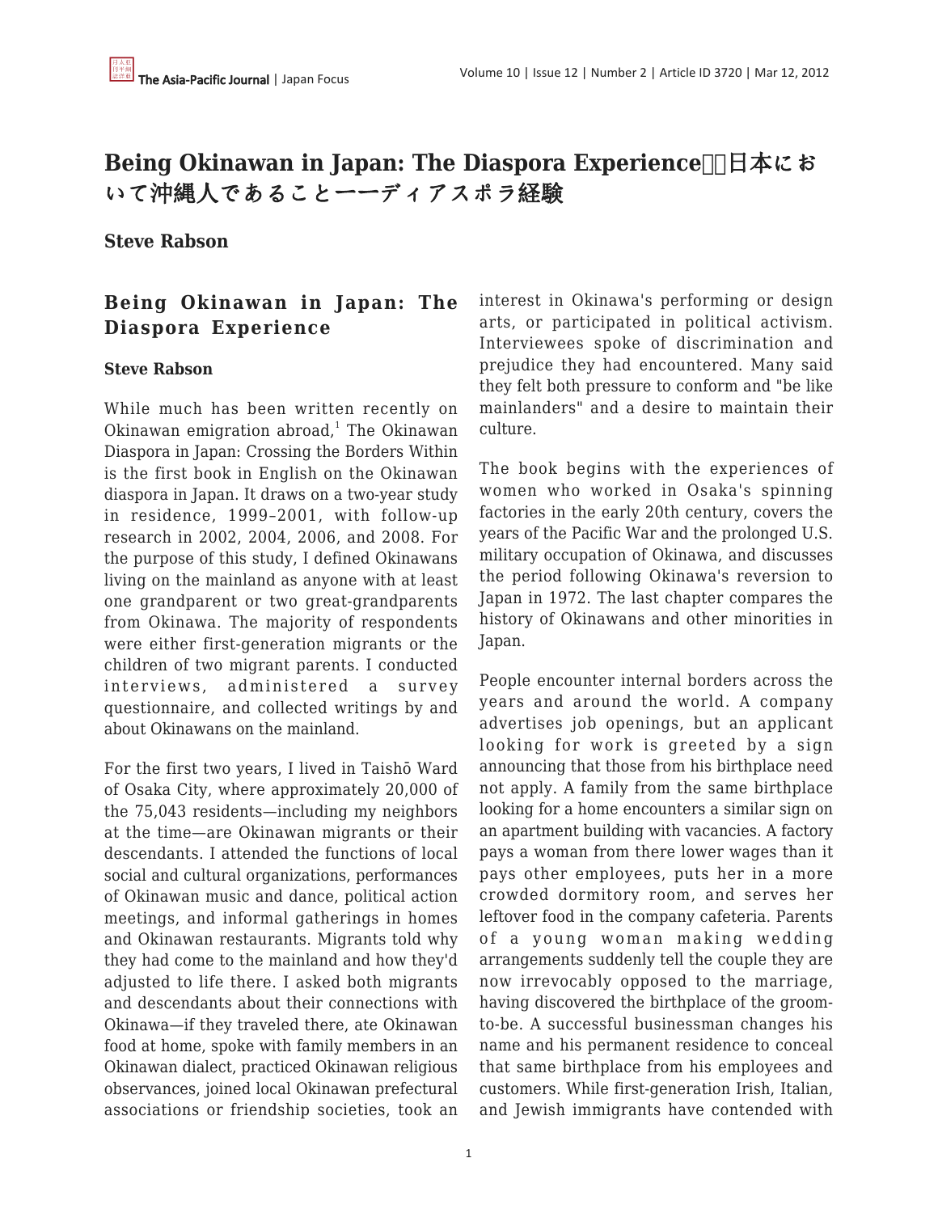# Being Okinawan in Japan: The Diaspora Experience日本において沖縄人であることーーディアスポラ経験

**Steve Rabson**

## Being Okinawan in Japan: The Diaspora Experience

**Steve Rabson**

While much has been written recently on Okinawan emigration abroad,[1] The Okinawan Diaspora in Japan: Crossing the Borders Within is the first book in English on the Okinawan diaspora in Japan. It draws on a two-year study in residence, 1999–2001, with follow-up research in 2002, 2004, 2006, and 2008. For the purpose of this study, I defined Okinawans living on the mainland as anyone with at least one grandparent or two great-grandparents from Okinawa. The majority of respondents were either first-generation migrants or the children of two migrant parents. I conducted interviews, administered a survey questionnaire, and collected writings by and about Okinawans on the mainland.

For the first two years, I lived in Taishō Ward of Osaka City, where approximately 20,000 of the 75,043 residents—including my neighbors at the time—are Okinawan migrants or their descendants. I attended the functions of local social and cultural organizations, performances of Okinawan music and dance, political action meetings, and informal gatherings in homes and Okinawan restaurants. Migrants told why they had come to the mainland and how they'd adjusted to life there. I asked both migrants and descendants about their connections with Okinawa—if they traveled there, ate Okinawan food at home, spoke with family members in an Okinawan dialect, practiced Okinawan religious observances, joined local Okinawan prefectural associations or friendship societies, took an interest in Okinawa's performing or design arts, or participated in political activism. Interviewees spoke of discrimination and prejudice they had encountered. Many said they felt both pressure to conform and "be like mainlanders" and a desire to maintain their culture.

The book begins with the experiences of women who worked in Osaka's spinning factories in the early 20th century, covers the years of the Pacific War and the prolonged U.S. military occupation of Okinawa, and discusses the period following Okinawa's reversion to Japan in 1972. The last chapter compares the history of Okinawans and other minorities in Japan.

People encounter internal borders across the years and around the world. A company advertises job openings, but an applicant looking for work is greeted by a sign announcing that those from his birthplace need not apply. A family from the same birthplace looking for a home encounters a similar sign on an apartment building with vacancies. A factory pays a woman from there lower wages than it pays other employees, puts her in a more crowded dormitory room, and serves her leftover food in the company cafeteria. Parents of a young woman making wedding arrangements suddenly tell the couple they are now irrevocably opposed to the marriage, having discovered the birthplace of the groom-to-be. A successful businessman changes his name and his permanent residence to conceal that same birthplace from his employees and customers. While first-generation Irish, Italian, and Jewish immigrants have contended with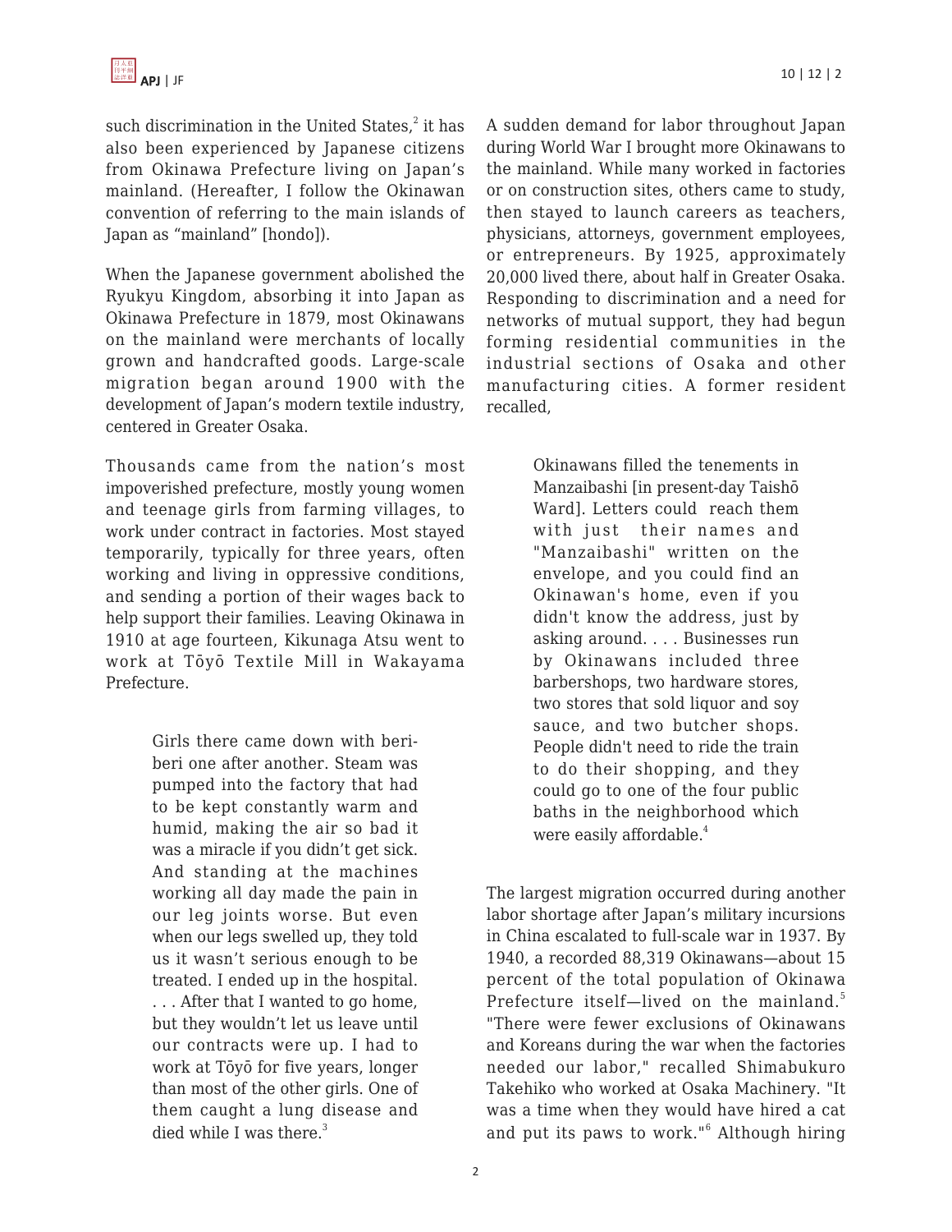such discrimination in the United States,[2] it has also been experienced by Japanese citizens from Okinawa Prefecture living on Japan's mainland. (Hereafter, I follow the Okinawan convention of referring to the main islands of Japan as "mainland" [hondo]).

When the Japanese government abolished the Ryukyu Kingdom, absorbing it into Japan as Okinawa Prefecture in 1879, most Okinawans on the mainland were merchants of locally grown and handcrafted goods. Large-scale migration began around 1900 with the development of Japan's modern textile industry, centered in Greater Osaka.

Thousands came from the nation's most impoverished prefecture, mostly young women and teenage girls from farming villages, to work under contract in factories. Most stayed temporarily, typically for three years, often working and living in oppressive conditions, and sending a portion of their wages back to help support their families. Leaving Okinawa in 1910 at age fourteen, Kikunaga Atsu went to work at Tōyō Textile Mill in Wakayama Prefecture.

> Girls there came down with beri-beri one after another. Steam was pumped into the factory that had to be kept constantly warm and humid, making the air so bad it was a miracle if you didn't get sick. And standing at the machines working all day made the pain in our leg joints worse. But even when our legs swelled up, they told us it wasn't serious enough to be treated. I ended up in the hospital. . . . After that I wanted to go home, but they wouldn't let us leave until our contracts were up. I had to work at Tōyō for five years, longer than most of the other girls. One of them caught a lung disease and died while I was there.[3]

A sudden demand for labor throughout Japan during World War I brought more Okinawans to the mainland. While many worked in factories or on construction sites, others came to study, then stayed to launch careers as teachers, physicians, attorneys, government employees, or entrepreneurs. By 1925, approximately 20,000 lived there, about half in Greater Osaka. Responding to discrimination and a need for networks of mutual support, they had begun forming residential communities in the industrial sections of Osaka and other manufacturing cities. A former resident recalled,

> Okinawans filled the tenements in Manzaibashi [in present-day Taishō Ward]. Letters could reach them with just their names and "Manzaibashi" written on the envelope, and you could find an Okinawan's home, even if you didn't know the address, just by asking around. . . . Businesses run by Okinawans included three barbershops, two hardware stores, two stores that sold liquor and soy sauce, and two butcher shops. People didn't need to ride the train to do their shopping, and they could go to one of the four public baths in the neighborhood which were easily affordable.[4]

The largest migration occurred during another labor shortage after Japan's military incursions in China escalated to full-scale war in 1937. By 1940, a recorded 88,319 Okinawans—about 15 percent of the total population of Okinawa Prefecture itself—lived on the mainland.[5] "There were fewer exclusions of Okinawans and Koreans during the war when the factories needed our labor," recalled Shimabukuro Takehiko who worked at Osaka Machinery. "It was a time when they would have hired a cat and put its paws to work."[6] Although hiring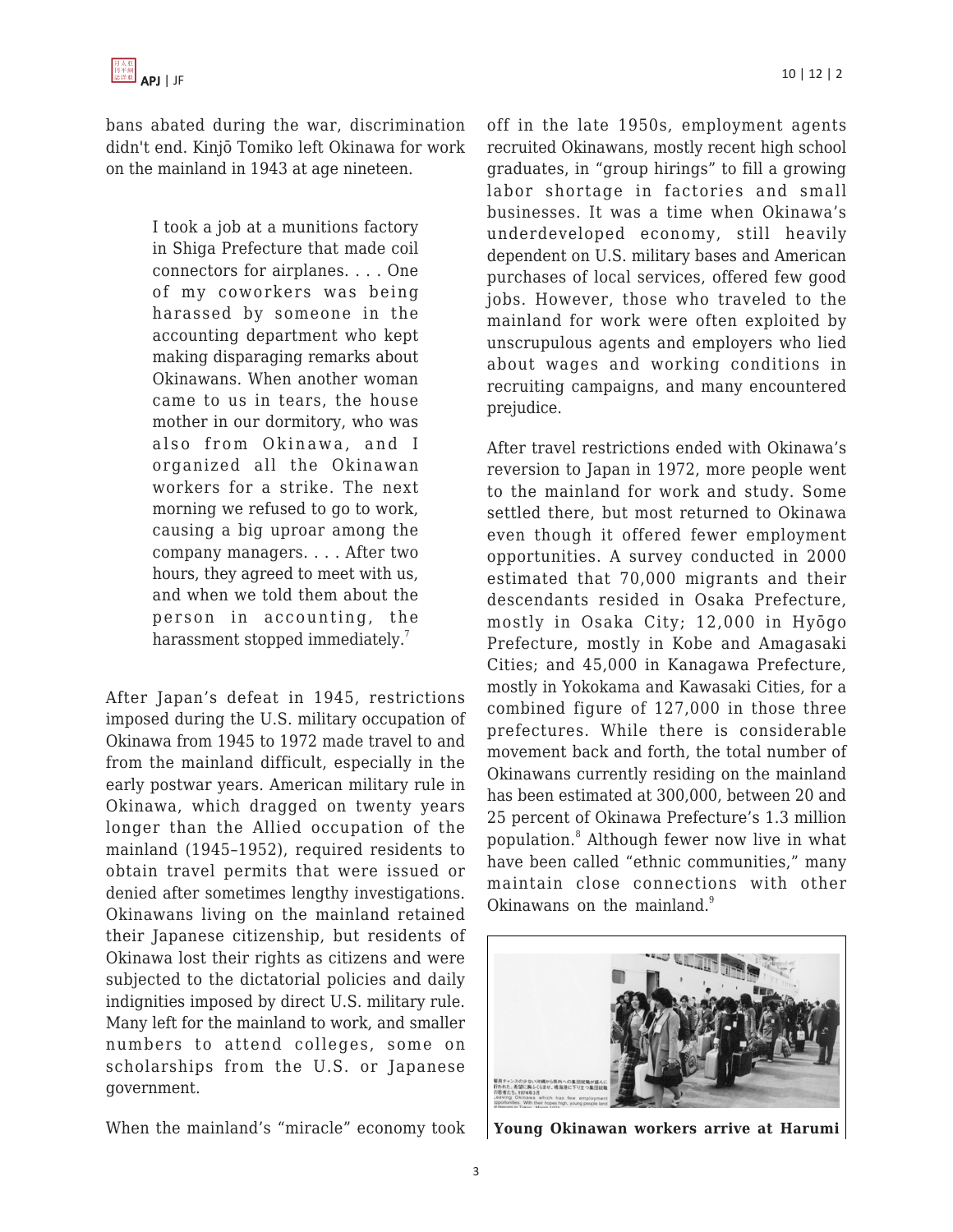bans abated during the war, discrimination didn't end. Kinjō Tomiko left Okinawa for work on the mainland in 1943 at age nineteen.

> I took a job at a munitions factory in Shiga Prefecture that made coil connectors for airplanes. . . . One of my coworkers was being harassed by someone in the accounting department who kept making disparaging remarks about Okinawans. When another woman came to us in tears, the house mother in our dormitory, who was also from Okinawa, and I organized all the Okinawan workers for a strike. The next morning we refused to go to work, causing a big uproar among the company managers. . . . After two hours, they agreed to meet with us, and when we told them about the person in accounting, the harassment stopped immediately.[7]

After Japan's defeat in 1945, restrictions imposed during the U.S. military occupation of Okinawa from 1945 to 1972 made travel to and from the mainland difficult, especially in the early postwar years. American military rule in Okinawa, which dragged on twenty years longer than the Allied occupation of the mainland (1945–1952), required residents to obtain travel permits that were issued or denied after sometimes lengthy investigations. Okinawans living on the mainland retained their Japanese citizenship, but residents of Okinawa lost their rights as citizens and were subjected to the dictatorial policies and daily indignities imposed by direct U.S. military rule. Many left for the mainland to work, and smaller numbers to attend colleges, some on scholarships from the U.S. or Japanese government.

When the mainland's "miracle" economy took off in the late 1950s, employment agents recruited Okinawans, mostly recent high school graduates, in "group hirings" to fill a growing labor shortage in factories and small businesses. It was a time when Okinawa's underdeveloped economy, still heavily dependent on U.S. military bases and American purchases of local services, offered few good jobs. However, those who traveled to the mainland for work were often exploited by unscrupulous agents and employers who lied about wages and working conditions in recruiting campaigns, and many encountered prejudice.

After travel restrictions ended with Okinawa's reversion to Japan in 1972, more people went to the mainland for work and study. Some settled there, but most returned to Okinawa even though it offered fewer employment opportunities. A survey conducted in 2000 estimated that 70,000 migrants and their descendants resided in Osaka Prefecture, mostly in Osaka City; 12,000 in Hyōgo Prefecture, mostly in Kobe and Amagasaki Cities; and 45,000 in Kanagawa Prefecture, mostly in Yokokama and Kawasaki Cities, for a combined figure of 127,000 in those three prefectures. While there is considerable movement back and forth, the total number of Okinawans currently residing on the mainland has been estimated at 300,000, between 20 and 25 percent of Okinawa Prefecture's 1.3 million population.[8] Although fewer now live in what have been called "ethnic communities," many maintain close connections with other Okinawans on the mainland.[9]

**Young Okinawan workers arrive at Harumi**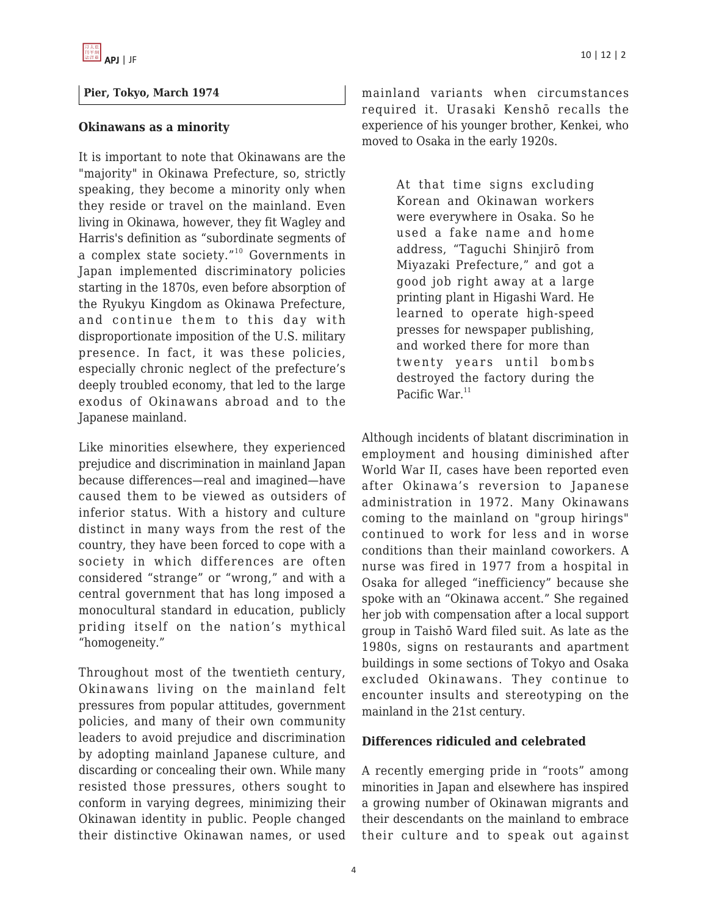Pier, Tokyo, March 1974

## Okinawans as a minority

It is important to note that Okinawans are the "majority" in Okinawa Prefecture, so, strictly speaking, they become a minority only when they reside or travel on the mainland. Even living in Okinawa, however, they fit Wagley and Harris's definition as "subordinate segments of a complex state society."[10] Governments in Japan implemented discriminatory policies starting in the 1870s, even before absorption of the Ryukyu Kingdom as Okinawa Prefecture, and continue them to this day with disproportionate imposition of the U.S. military presence. In fact, it was these policies, especially chronic neglect of the prefecture's deeply troubled economy, that led to the large exodus of Okinawans abroad and to the Japanese mainland.

Like minorities elsewhere, they experienced prejudice and discrimination in mainland Japan because differences—real and imagined—have caused them to be viewed as outsiders of inferior status. With a history and culture distinct in many ways from the rest of the country, they have been forced to cope with a society in which differences are often considered "strange" or "wrong," and with a central government that has long imposed a monocultural standard in education, publicly priding itself on the nation's mythical "homogeneity."

Throughout most of the twentieth century, Okinawans living on the mainland felt pressures from popular attitudes, government policies, and many of their own community leaders to avoid prejudice and discrimination by adopting mainland Japanese culture, and discarding or concealing their own. While many resisted those pressures, others sought to conform in varying degrees, minimizing their Okinawan identity in public. People changed their distinctive Okinawan names, or used mainland variants when circumstances required it. Urasaki Kenshō recalls the experience of his younger brother, Kenkei, who moved to Osaka in the early 1920s.

> At that time signs excluding Korean and Okinawan workers were everywhere in Osaka. So he used a fake name and home address, "Taguchi Shinjirō from Miyazaki Prefecture," and got a good job right away at a large printing plant in Higashi Ward. He learned to operate high-speed presses for newspaper publishing, and worked there for more than twenty years until bombs destroyed the factory during the Pacific War.[11]

Although incidents of blatant discrimination in employment and housing diminished after World War II, cases have been reported even after Okinawa's reversion to Japanese administration in 1972. Many Okinawans coming to the mainland on "group hirings" continued to work for less and in worse conditions than their mainland coworkers. A nurse was fired in 1977 from a hospital in Osaka for alleged "inefficiency" because she spoke with an "Okinawa accent." She regained her job with compensation after a local support group in Taishō Ward filed suit. As late as the 1980s, signs on restaurants and apartment buildings in some sections of Tokyo and Osaka excluded Okinawans. They continue to encounter insults and stereotyping on the mainland in the 21st century.

## Differences ridiculed and celebrated

A recently emerging pride in "roots" among minorities in Japan and elsewhere has inspired a growing number of Okinawan migrants and their descendants on the mainland to embrace their culture and to speak out against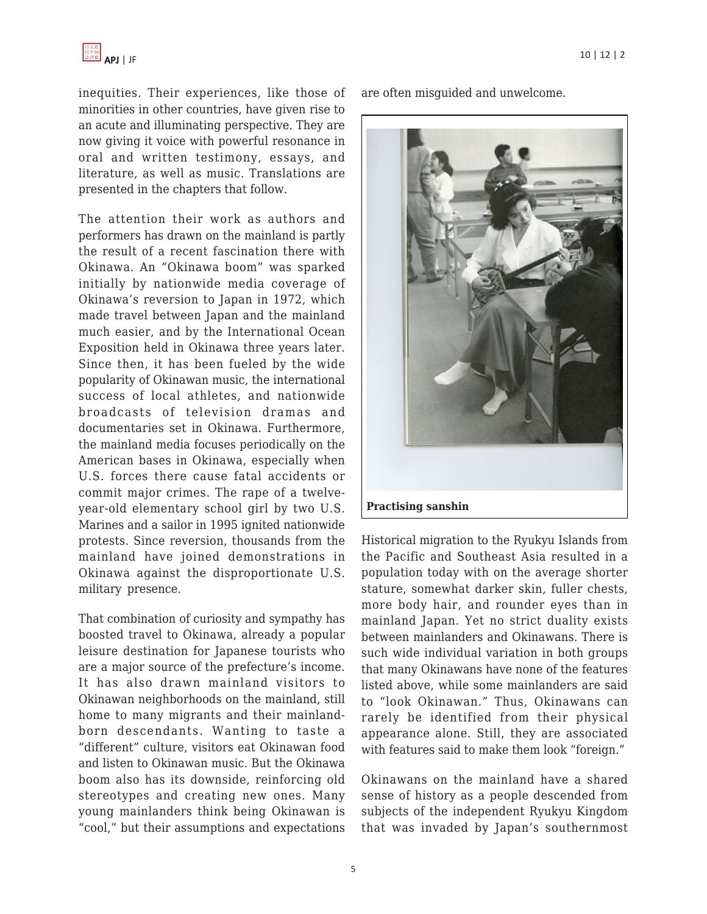inequities. Their experiences, like those of minorities in other countries, have given rise to an acute and illuminating perspective. They are now giving it voice with powerful resonance in oral and written testimony, essays, and literature, as well as music. Translations are presented in the chapters that follow.

The attention their work as authors and performers has drawn on the mainland is partly the result of a recent fascination there with Okinawa. An "Okinawa boom" was sparked initially by nationwide media coverage of Okinawa's reversion to Japan in 1972, which made travel between Japan and the mainland much easier, and by the International Ocean Exposition held in Okinawa three years later. Since then, it has been fueled by the wide popularity of Okinawan music, the international success of local athletes, and nationwide broadcasts of television dramas and documentaries set in Okinawa. Furthermore, the mainland media focuses periodically on the American bases in Okinawa, especially when U.S. forces there cause fatal accidents or commit major crimes. The rape of a twelve-year-old elementary school girl by two U.S. Marines and a sailor in 1995 ignited nationwide protests. Since reversion, thousands from the mainland have joined demonstrations in Okinawa against the disproportionate U.S. military presence.

That combination of curiosity and sympathy has boosted travel to Okinawa, already a popular leisure destination for Japanese tourists who are a major source of the prefecture's income. It has also drawn mainland visitors to Okinawan neighborhoods on the mainland, still home to many migrants and their mainland-born descendants. Wanting to taste a "different" culture, visitors eat Okinawan food and listen to Okinawan music. But the Okinawa boom also has its downside, reinforcing old stereotypes and creating new ones. Many young mainlanders think being Okinawan is "cool," but their assumptions and expectations are often misguided and unwelcome.

**Practising sanshin**

Historical migration to the Ryukyu Islands from the Pacific and Southeast Asia resulted in a population today with on the average shorter stature, somewhat darker skin, fuller chests, more body hair, and rounder eyes than in mainland Japan. Yet no strict duality exists between mainlanders and Okinawans. There is such wide individual variation in both groups that many Okinawans have none of the features listed above, while some mainlanders are said to "look Okinawan." Thus, Okinawans can rarely be identified from their physical appearance alone. Still, they are associated with features said to make them look "foreign."

Okinawans on the mainland have a shared sense of history as a people descended from subjects of the independent Ryukyu Kingdom that was invaded by Japan's southernmost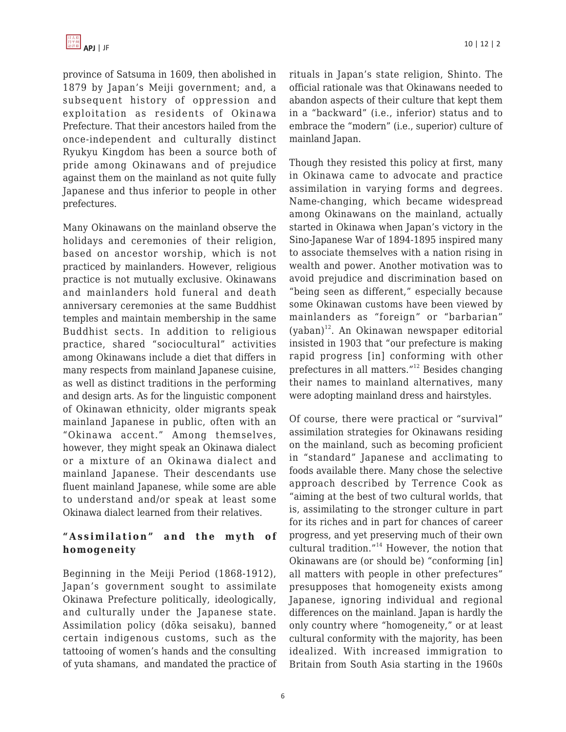province of Satsuma in 1609, then abolished in 1879 by Japan's Meiji government; and, a subsequent history of oppression and exploitation as residents of Okinawa Prefecture. That their ancestors hailed from the once-independent and culturally distinct Ryukyu Kingdom has been a source both of pride among Okinawans and of prejudice against them on the mainland as not quite fully Japanese and thus inferior to people in other prefectures.

Many Okinawans on the mainland observe the holidays and ceremonies of their religion, based on ancestor worship, which is not practiced by mainlanders. However, religious practice is not mutually exclusive. Okinawans and mainlanders hold funeral and death anniversary ceremonies at the same Buddhist temples and maintain membership in the same Buddhist sects. In addition to religious practice, shared "sociocultural" activities among Okinawans include a diet that differs in many respects from mainland Japanese cuisine, as well as distinct traditions in the performing and design arts. As for the linguistic component of Okinawan ethnicity, older migrants speak mainland Japanese in public, often with an "Okinawa accent." Among themselves, however, they might speak an Okinawa dialect or a mixture of an Okinawa dialect and mainland Japanese. Their descendants use fluent mainland Japanese, while some are able to understand and/or speak at least some Okinawa dialect learned from their relatives.

## "Assimilation" and the myth of homogeneity

Beginning in the Meiji Period (1868-1912), Japan's government sought to assimilate Okinawa Prefecture politically, ideologically, and culturally under the Japanese state. Assimilation policy (dōka seisaku), banned certain indigenous customs, such as the tattooing of women's hands and the consulting of yuta shamans, and mandated the practice of rituals in Japan's state religion, Shinto. The official rationale was that Okinawans needed to abandon aspects of their culture that kept them in a "backward" (i.e., inferior) status and to embrace the "modern" (i.e., superior) culture of mainland Japan.

Though they resisted this policy at first, many in Okinawa came to advocate and practice assimilation in varying forms and degrees. Name-changing, which became widespread among Okinawans on the mainland, actually started in Okinawa when Japan's victory in the Sino-Japanese War of 1894-1895 inspired many to associate themselves with a nation rising in wealth and power. Another motivation was to avoid prejudice and discrimination based on "being seen as different," especially because some Okinawan customs have been viewed by mainlanders as "foreign" or "barbarian" (yaban)[12]. An Okinawan newspaper editorial insisted in 1903 that "our prefecture is making rapid progress [in] conforming with other prefectures in all matters."[12] Besides changing their names to mainland alternatives, many were adopting mainland dress and hairstyles.

Of course, there were practical or "survival" assimilation strategies for Okinawans residing on the mainland, such as becoming proficient in "standard" Japanese and acclimating to foods available there. Many chose the selective approach described by Terrence Cook as "aiming at the best of two cultural worlds, that is, assimilating to the stronger culture in part for its riches and in part for chances of career progress, and yet preserving much of their own cultural tradition."[14] However, the notion that Okinawans are (or should be) "conforming [in] all matters with people in other prefectures" presupposes that homogeneity exists among Japanese, ignoring individual and regional differences on the mainland. Japan is hardly the only country where "homogeneity," or at least cultural conformity with the majority, has been idealized. With increased immigration to Britain from South Asia starting in the 1960s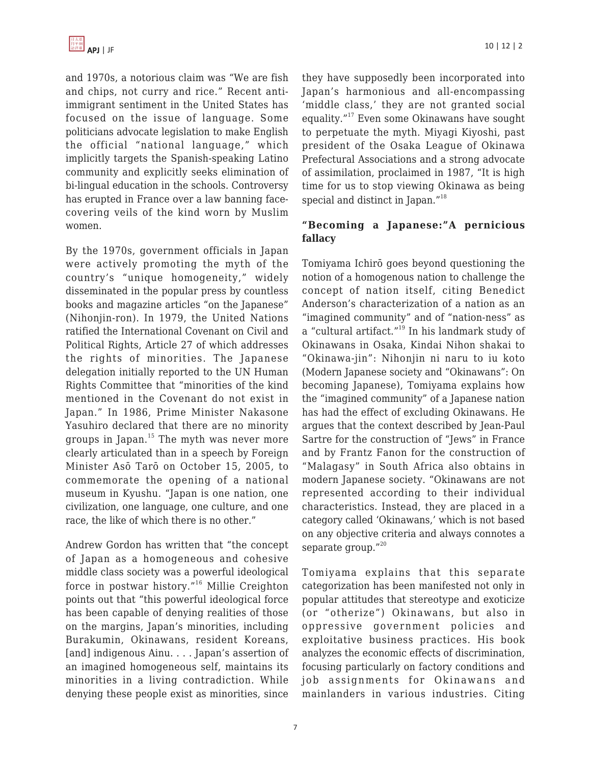and 1970s, a notorious claim was "We are fish and chips, not curry and rice." Recent anti-immigrant sentiment in the United States has focused on the issue of language. Some politicians advocate legislation to make English the official "national language," which implicitly targets the Spanish-speaking Latino community and explicitly seeks elimination of bi-lingual education in the schools. Controversy has erupted in France over a law banning face-covering veils of the kind worn by Muslim women.

By the 1970s, government officials in Japan were actively promoting the myth of the country's "unique homogeneity," widely disseminated in the popular press by countless books and magazine articles "on the Japanese" (Nihonjin-ron). In 1979, the United Nations ratified the International Covenant on Civil and Political Rights, Article 27 of which addresses the rights of minorities. The Japanese delegation initially reported to the UN Human Rights Committee that "minorities of the kind mentioned in the Covenant do not exist in Japan." In 1986, Prime Minister Nakasone Yasuhiro declared that there are no minority groups in Japan.[15] The myth was never more clearly articulated than in a speech by Foreign Minister Asō Tarō on October 15, 2005, to commemorate the opening of a national museum in Kyushu. "Japan is one nation, one civilization, one language, one culture, and one race, the like of which there is no other."

Andrew Gordon has written that "the concept of Japan as a homogeneous and cohesive middle class society was a powerful ideological force in postwar history."[16] Millie Creighton points out that "this powerful ideological force has been capable of denying realities of those on the margins, Japan's minorities, including Burakumin, Okinawans, resident Koreans, [and] indigenous Ainu. . . . Japan's assertion of an imagined homogeneous self, maintains its minorities in a living contradiction. While denying these people exist as minorities, since they have supposedly been incorporated into Japan's harmonious and all-encompassing 'middle class,' they are not granted social equality."[17] Even some Okinawans have sought to perpetuate the myth. Miyagi Kiyoshi, past president of the Osaka League of Okinawa Prefectural Associations and a strong advocate of assimilation, proclaimed in 1987, "It is high time for us to stop viewing Okinawa as being special and distinct in Japan."[18]

## "Becoming a Japanese:"A pernicious fallacy

Tomiyama Ichirō goes beyond questioning the notion of a homogenous nation to challenge the concept of nation itself, citing Benedict Anderson's characterization of a nation as an "imagined community" and of "nation-ness" as a "cultural artifact."[19] In his landmark study of Okinawans in Osaka, Kindai Nihon shakai to "Okinawa-jin": Nihonjin ni naru to iu koto (Modern Japanese society and "Okinawans": On becoming Japanese), Tomiyama explains how the "imagined community" of a Japanese nation has had the effect of excluding Okinawans. He argues that the context described by Jean-Paul Sartre for the construction of "Jews" in France and by Frantz Fanon for the construction of "Malagasy" in South Africa also obtains in modern Japanese society. "Okinawans are not represented according to their individual characteristics. Instead, they are placed in a category called 'Okinawans,' which is not based on any objective criteria and always connotes a separate group."[20]

Tomiyama explains that this separate categorization has been manifested not only in popular attitudes that stereotype and exoticize (or "otherize") Okinawans, but also in oppressive government policies and exploitative business practices. His book analyzes the economic effects of discrimination, focusing particularly on factory conditions and job assignments for Okinawans and mainlanders in various industries. Citing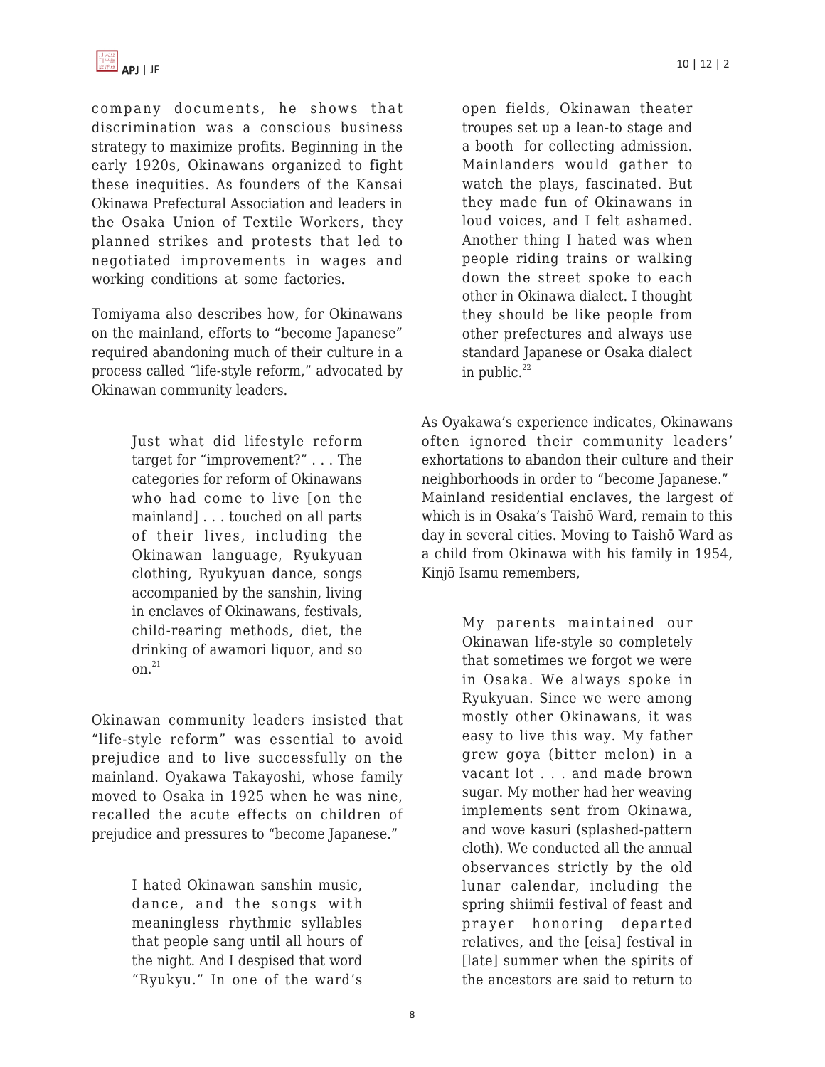company documents, he shows that discrimination was a conscious business strategy to maximize profits. Beginning in the early 1920s, Okinawans organized to fight these inequities. As founders of the Kansai Okinawa Prefectural Association and leaders in the Osaka Union of Textile Workers, they planned strikes and protests that led to negotiated improvements in wages and working conditions at some factories.

Tomiyama also describes how, for Okinawans on the mainland, efforts to "become Japanese" required abandoning much of their culture in a process called "life-style reform," advocated by Okinawan community leaders.

> Just what did lifestyle reform target for "improvement?" . . . The categories for reform of Okinawans who had come to live [on the mainland] . . . touched on all parts of their lives, including the Okinawan language, Ryukyuan clothing, Ryukyuan dance, songs accompanied by the sanshin, living in enclaves of Okinawans, festivals, child-rearing methods, diet, the drinking of awamori liquor, and so on.[21]

Okinawan community leaders insisted that "life-style reform" was essential to avoid prejudice and to live successfully on the mainland. Oyakawa Takayoshi, whose family moved to Osaka in 1925 when he was nine, recalled the acute effects on children of prejudice and pressures to "become Japanese."

> I hated Okinawan sanshin music, dance, and the songs with meaningless rhythmic syllables that people sang until all hours of the night. And I despised that word "Ryukyu." In one of the ward's open fields, Okinawan theater troupes set up a lean-to stage and a booth for collecting admission. Mainlanders would gather to watch the plays, fascinated. But they made fun of Okinawans in loud voices, and I felt ashamed. Another thing I hated was when people riding trains or walking down the street spoke to each other in Okinawa dialect. I thought they should be like people from other prefectures and always use standard Japanese or Osaka dialect in public.[22]

As Oyakawa's experience indicates, Okinawans often ignored their community leaders' exhortations to abandon their culture and their neighborhoods in order to "become Japanese." Mainland residential enclaves, the largest of which is in Osaka's Taishō Ward, remain to this day in several cities. Moving to Taishō Ward as a child from Okinawa with his family in 1954, Kinjō Isamu remembers,

> My parents maintained our Okinawan life-style so completely that sometimes we forgot we were in Osaka. We always spoke in Ryukyuan. Since we were among mostly other Okinawans, it was easy to live this way. My father grew goya (bitter melon) in a vacant lot . . . and made brown sugar. My mother had her weaving implements sent from Okinawa, and wove kasuri (splashed-pattern cloth). We conducted all the annual observances strictly by the old lunar calendar, including the spring shiimii festival of feast and prayer honoring departed relatives, and the [eisa] festival in [late] summer when the spirits of the ancestors are said to return to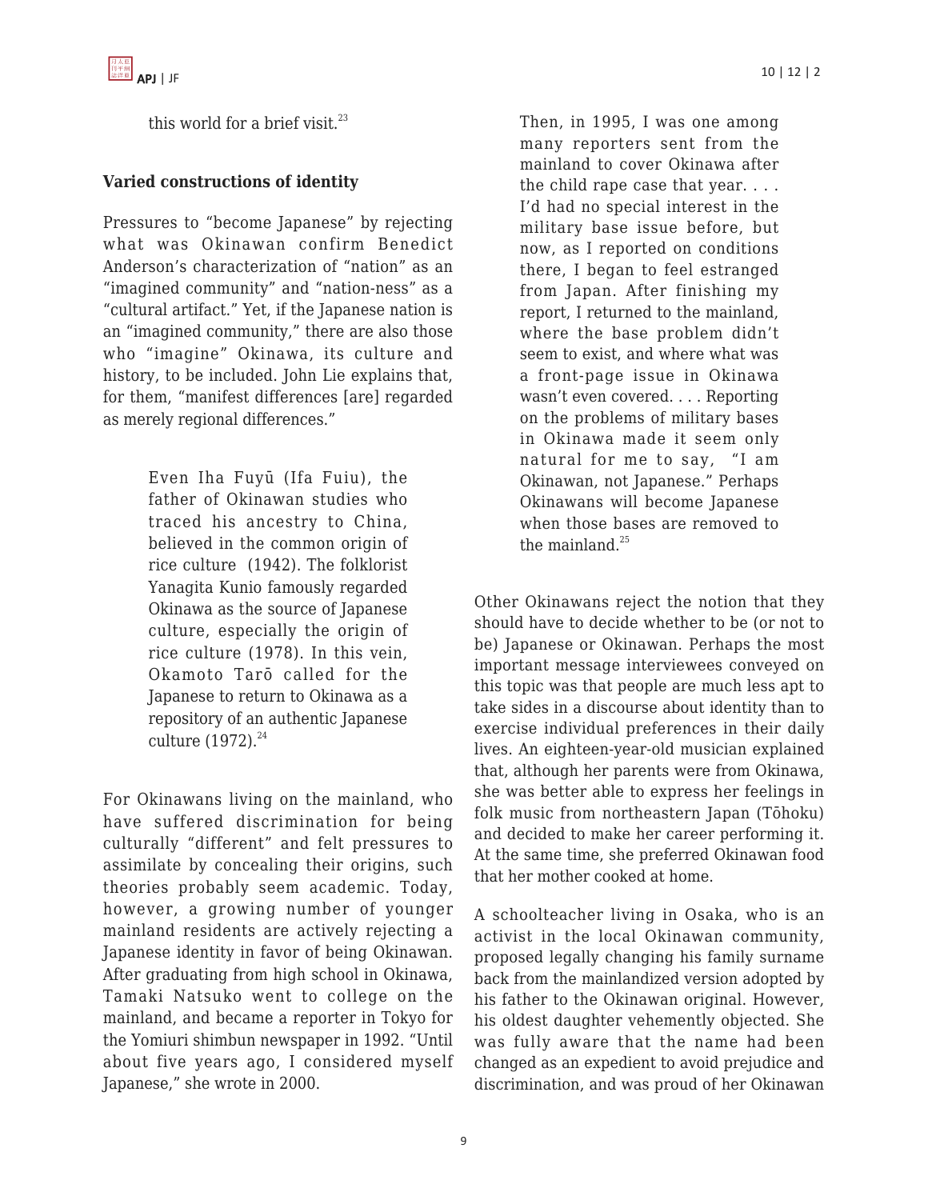this world for a brief visit.[23]

**Varied constructions of identity**

Pressures to "become Japanese" by rejecting what was Okinawan confirm Benedict Anderson's characterization of "nation" as an "imagined community" and "nation-ness" as a "cultural artifact." Yet, if the Japanese nation is an "imagined community," there are also those who "imagine" Okinawa, its culture and history, to be included. John Lie explains that, for them, "manifest differences [are] regarded as merely regional differences."

> Even Iha Fuyū (Ifa Fuiu), the father of Okinawan studies who traced his ancestry to China, believed in the common origin of rice culture (1942). The folklorist Yanagita Kunio famously regarded Okinawa as the source of Japanese culture, especially the origin of rice culture (1978). In this vein, Okamoto Tarō called for the Japanese to return to Okinawa as a repository of an authentic Japanese culture (1972).[24]

For Okinawans living on the mainland, who have suffered discrimination for being culturally "different" and felt pressures to assimilate by concealing their origins, such theories probably seem academic. Today, however, a growing number of younger mainland residents are actively rejecting a Japanese identity in favor of being Okinawan. After graduating from high school in Okinawa, Tamaki Natsuko went to college on the mainland, and became a reporter in Tokyo for the Yomiuri shimbun newspaper in 1992. "Until about five years ago, I considered myself Japanese," she wrote in 2000.

> Then, in 1995, I was one among many reporters sent from the mainland to cover Okinawa after the child rape case that year. . . . I'd had no special interest in the military base issue before, but now, as I reported on conditions there, I began to feel estranged from Japan. After finishing my report, I returned to the mainland, where the base problem didn't seem to exist, and where what was a front-page issue in Okinawa wasn't even covered. . . . Reporting on the problems of military bases in Okinawa made it seem only natural for me to say, "I am Okinawan, not Japanese." Perhaps Okinawans will become Japanese when those bases are removed to the mainland.[25]

Other Okinawans reject the notion that they should have to decide whether to be (or not to be) Japanese or Okinawan. Perhaps the most important message interviewees conveyed on this topic was that people are much less apt to take sides in a discourse about identity than to exercise individual preferences in their daily lives. An eighteen-year-old musician explained that, although her parents were from Okinawa, she was better able to express her feelings in folk music from northeastern Japan (Tōhoku) and decided to make her career performing it. At the same time, she preferred Okinawan food that her mother cooked at home.

A schoolteacher living in Osaka, who is an activist in the local Okinawan community, proposed legally changing his family surname back from the mainlandized version adopted by his father to the Okinawan original. However, his oldest daughter vehemently objected. She was fully aware that the name had been changed as an expedient to avoid prejudice and discrimination, and was proud of her Okinawan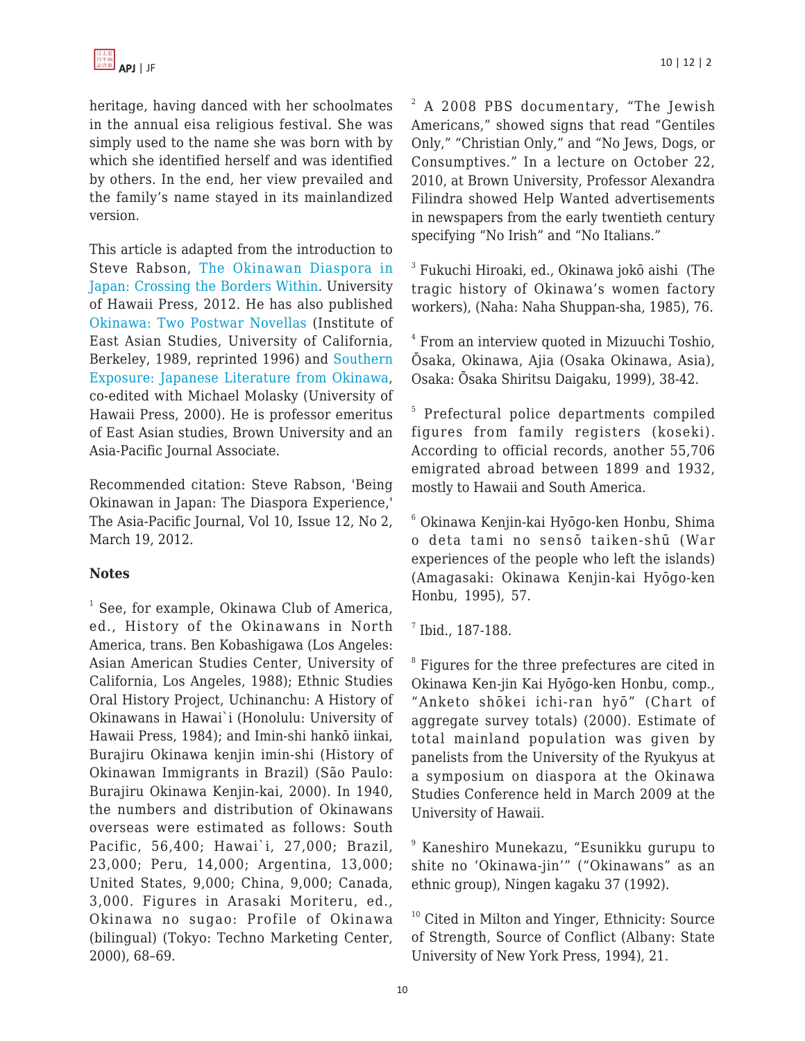heritage, having danced with her schoolmates in the annual eisa religious festival. She was simply used to the name she was born with by which she identified herself and was identified by others. In the end, her view prevailed and the family's name stayed in its mainlandized version.

This article is adapted from the introduction to Steve Rabson, The Okinawan Diaspora in Japan: Crossing the Borders Within. University of Hawaii Press, 2012. He has also published Okinawa: Two Postwar Novellas (Institute of East Asian Studies, University of California, Berkeley, 1989, reprinted 1996) and Southern Exposure: Japanese Literature from Okinawa, co-edited with Michael Molasky (University of Hawaii Press, 2000). He is professor emeritus of East Asian studies, Brown University and an Asia-Pacific Journal Associate.

Recommended citation: Steve Rabson, 'Being Okinawan in Japan: The Diaspora Experience,' The Asia-Pacific Journal, Vol 10, Issue 12, No 2, March 19, 2012.

**Notes**

[1] See, for example, Okinawa Club of America, ed., History of the Okinawans in North America, trans. Ben Kobashigawa (Los Angeles: Asian American Studies Center, University of California, Los Angeles, 1988); Ethnic Studies Oral History Project, Uchinanchu: A History of Okinawans in Hawai`i (Honolulu: University of Hawaii Press, 1984); and Imin-shi hankō iinkai, Burajiru Okinawa kenjin imin-shi (History of Okinawan Immigrants in Brazil) (São Paulo: Burajiru Okinawa Kenjin-kai, 2000). In 1940, the numbers and distribution of Okinawans overseas were estimated as follows: South Pacific, 56,400; Hawai`i, 27,000; Brazil, 23,000; Peru, 14,000; Argentina, 13,000; United States, 9,000; China, 9,000; Canada, 3,000. Figures in Arasaki Moriteru, ed., Okinawa no sugao: Profile of Okinawa (bilingual) (Tokyo: Techno Marketing Center, 2000), 68–69.

[2] A 2008 PBS documentary, "The Jewish Americans," showed signs that read "Gentiles Only," "Christian Only," and "No Jews, Dogs, or Consumptives." In a lecture on October 22, 2010, at Brown University, Professor Alexandra Filindra showed Help Wanted advertisements in newspapers from the early twentieth century specifying "No Irish" and "No Italians."

[3] Fukuchi Hiroaki, ed., Okinawa jokō aishi (The tragic history of Okinawa's women factory workers), (Naha: Naha Shuppan-sha, 1985), 76.

[4] From an interview quoted in Mizuuchi Toshio, Ōsaka, Okinawa, Ajia (Osaka Okinawa, Asia), Osaka: Ōsaka Shiritsu Daigaku, 1999), 38-42.

[5] Prefectural police departments compiled figures from family registers (koseki). According to official records, another 55,706 emigrated abroad between 1899 and 1932, mostly to Hawaii and South America.

[6] Okinawa Kenjin-kai Hyōgo-ken Honbu, Shima o deta tami no sensō taiken-shū (War experiences of the people who left the islands) (Amagasaki: Okinawa Kenjin-kai Hyōgo-ken Honbu, 1995), 57.

[7] Ibid., 187-188.

[8] Figures for the three prefectures are cited in Okinawa Ken-jin Kai Hyōgo-ken Honbu, comp., "Anketo shōkei ichi-ran hyō" (Chart of aggregate survey totals) (2000). Estimate of total mainland population was given by panelists from the University of the Ryukyus at a symposium on diaspora at the Okinawa Studies Conference held in March 2009 at the University of Hawaii.

[9] Kaneshiro Munekazu, "Esunikku gurupu to shite no 'Okinawa-jin'" ("Okinawans" as an ethnic group), Ningen kagaku 37 (1992).

[10] Cited in Milton and Yinger, Ethnicity: Source of Strength, Source of Conflict (Albany: State University of New York Press, 1994), 21.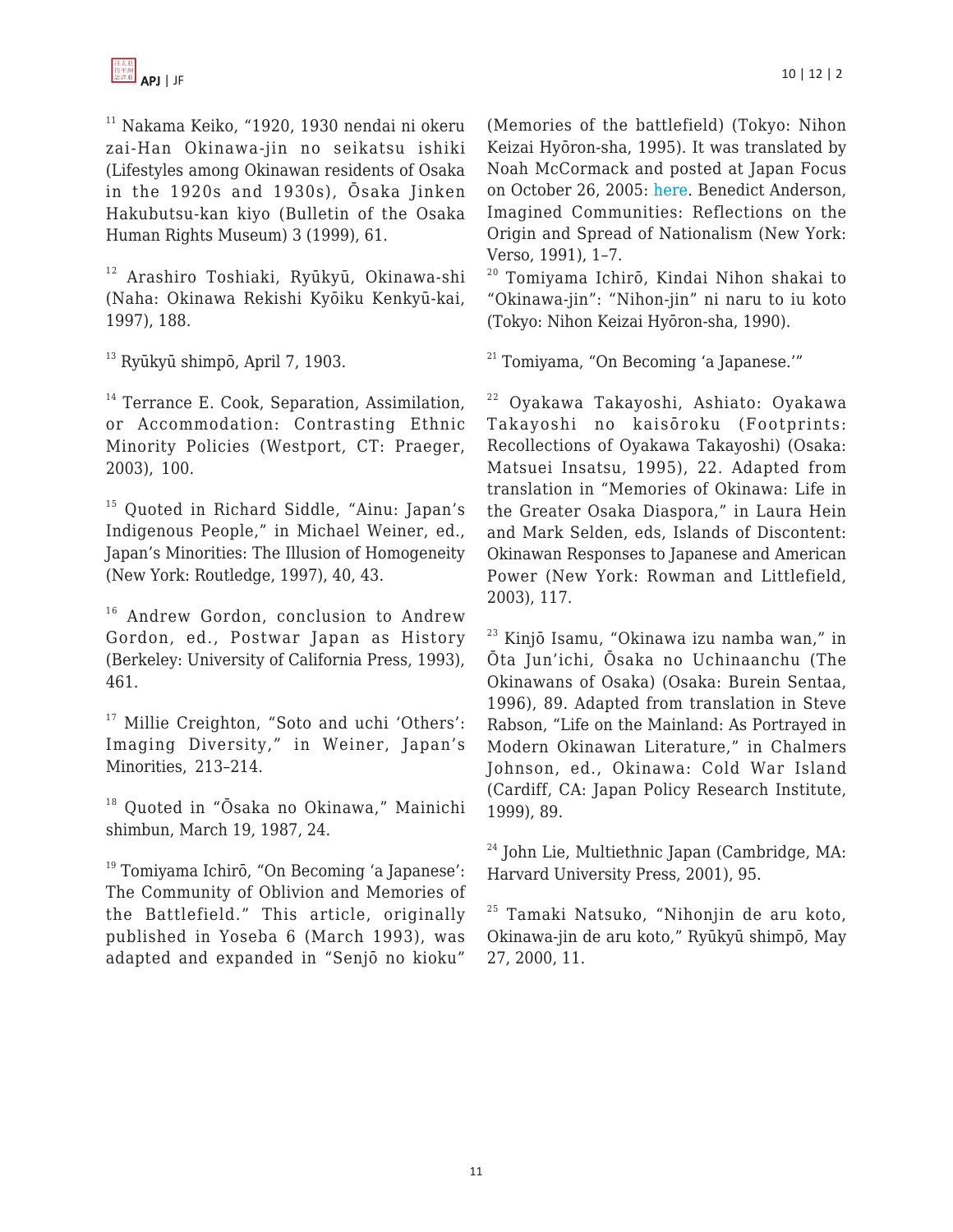[11] Nakama Keiko, "1920, 1930 nendai ni okeru zai-Han Okinawa-jin no seikatsu ishiki (Lifestyles among Okinawan residents of Osaka in the 1920s and 1930s), Ōsaka Jinken Hakubutsu-kan kiyo (Bulletin of the Osaka Human Rights Museum) 3 (1999), 61.

[12] Arashiro Toshiaki, Ryūkyū, Okinawa-shi (Naha: Okinawa Rekishi Kyōiku Kenkyū-kai, 1997), 188.

[13] Ryūkyū shimpō, April 7, 1903.

[14] Terrance E. Cook, Separation, Assimilation, or Accommodation: Contrasting Ethnic Minority Policies (Westport, CT: Praeger, 2003), 100.

[15] Quoted in Richard Siddle, "Ainu: Japan's Indigenous People," in Michael Weiner, ed., Japan's Minorities: The Illusion of Homogeneity (New York: Routledge, 1997), 40, 43.

[16] Andrew Gordon, conclusion to Andrew Gordon, ed., Postwar Japan as History (Berkeley: University of California Press, 1993), 461.

[17] Millie Creighton, "Soto and uchi 'Others': Imaging Diversity," in Weiner, Japan's Minorities, 213–214.

[18] Quoted in "Ōsaka no Okinawa," Mainichi shimbun, March 19, 1987, 24.

[19] Tomiyama Ichirō, "On Becoming 'a Japanese': The Community of Oblivion and Memories of the Battlefield." This article, originally published in Yoseba 6 (March 1993), was adapted and expanded in "Senjō no kioku" (Memories of the battlefield) (Tokyo: Nihon Keizai Hyōron-sha, 1995). It was translated by Noah McCormack and posted at Japan Focus on October 26, 2005: here. Benedict Anderson, Imagined Communities: Reflections on the Origin and Spread of Nationalism (New York: Verso, 1991), 1–7.

[20] Tomiyama Ichirō, Kindai Nihon shakai to "Okinawa-jin": "Nihon-jin" ni naru to iu koto (Tokyo: Nihon Keizai Hyōron-sha, 1990).

[21] Tomiyama, "On Becoming 'a Japanese.'"

[22] Oyakawa Takayoshi, Ashiato: Oyakawa Takayoshi no kaisōroku (Footprints: Recollections of Oyakawa Takayoshi) (Osaka: Matsuei Insatsu, 1995), 22. Adapted from translation in "Memories of Okinawa: Life in the Greater Osaka Diaspora," in Laura Hein and Mark Selden, eds, Islands of Discontent: Okinawan Responses to Japanese and American Power (New York: Rowman and Littlefield, 2003), 117.

[23] Kinjō Isamu, "Okinawa izu namba wan," in Ōta Jun'ichi, Ōsaka no Uchinaanchu (The Okinawans of Osaka) (Osaka: Burein Sentaa, 1996), 89. Adapted from translation in Steve Rabson, "Life on the Mainland: As Portrayed in Modern Okinawan Literature," in Chalmers Johnson, ed., Okinawa: Cold War Island (Cardiff, CA: Japan Policy Research Institute, 1999), 89.

[24] John Lie, Multiethnic Japan (Cambridge, MA: Harvard University Press, 2001), 95.

[25] Tamaki Natsuko, "Nihonjin de aru koto, Okinawa-jin de aru koto," Ryūkyū shimpō, May 27, 2000, 11.